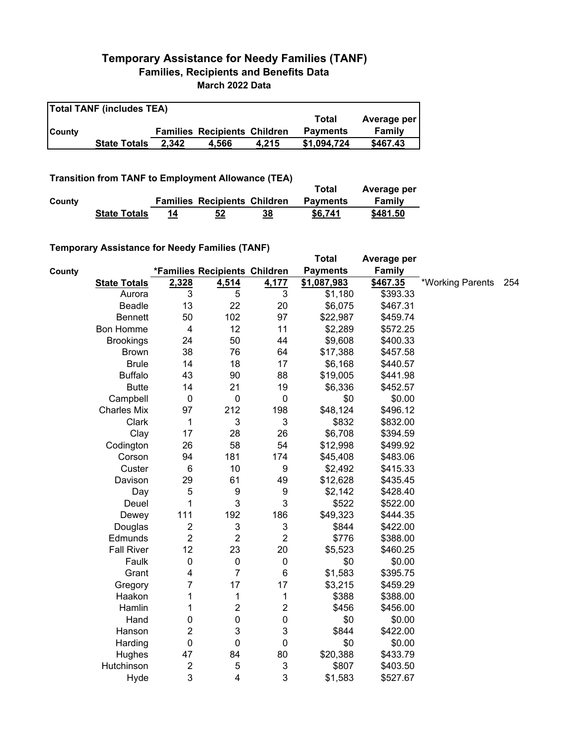# Temporary Assistance for Needy Families (TANF)

## Families, Recipients and Benefits Data

### March 2022 Data

**Total TANF (includes TEA)**

| County | | Families | Recipients | Children | Total Payments | Average per Family |
|---|---|---|---|---|---|---|
| | **State Totals** | **2,342** | **4,566** | **4,215** | **$1,094,724** | **$467.43** |

**Transition from TANF to Employment Allowance (TEA)**

| County | | Families | Recipients | Children | Total Payments | Average per Family |
|---|---|---|---|---|---|---|
| | **State Totals** | **14** | **52** | **38** | **$6,741** | **$481.50** |

**Temporary Assistance for Needy Families (TANF)**

| County | | *Families | Recipients | Children | Total Payments | Average per Family | | |
|---|---|---|---|---|---|---|---|---|
| | **State Totals** | **2,328** | **4,514** | **4,177** | **$1,087,983** | **$467.35** | *Working Parents | 254 |
| | Aurora | 3 | 5 | 3 | $1,180 | $393.33 | | |
| | Beadle | 13 | 22 | 20 | $6,075 | $467.31 | | |
| | Bennett | 50 | 102 | 97 | $22,987 | $459.74 | | |
| | Bon Homme | 4 | 12 | 11 | $2,289 | $572.25 | | |
| | Brookings | 24 | 50 | 44 | $9,608 | $400.33 | | |
| | Brown | 38 | 76 | 64 | $17,388 | $457.58 | | |
| | Brule | 14 | 18 | 17 | $6,168 | $440.57 | | |
| | Buffalo | 43 | 90 | 88 | $19,005 | $441.98 | | |
| | Butte | 14 | 21 | 19 | $6,336 | $452.57 | | |
| | Campbell | 0 | 0 | 0 | $0 | $0.00 | | |
| | Charles Mix | 97 | 212 | 198 | $48,124 | $496.12 | | |
| | Clark | 1 | 3 | 3 | $832 | $832.00 | | |
| | Clay | 17 | 28 | 26 | $6,708 | $394.59 | | |
| | Codington | 26 | 58 | 54 | $12,998 | $499.92 | | |
| | Corson | 94 | 181 | 174 | $45,408 | $483.06 | | |
| | Custer | 6 | 10 | 9 | $2,492 | $415.33 | | |
| | Davison | 29 | 61 | 49 | $12,628 | $435.45 | | |
| | Day | 5 | 9 | 9 | $2,142 | $428.40 | | |
| | Deuel | 1 | 3 | 3 | $522 | $522.00 | | |
| | Dewey | 111 | 192 | 186 | $49,323 | $444.35 | | |
| | Douglas | 2 | 3 | 3 | $844 | $422.00 | | |
| | Edmunds | 2 | 2 | 2 | $776 | $388.00 | | |
| | Fall River | 12 | 23 | 20 | $5,523 | $460.25 | | |
| | Faulk | 0 | 0 | 0 | $0 | $0.00 | | |
| | Grant | 4 | 7 | 6 | $1,583 | $395.75 | | |
| | Gregory | 7 | 17 | 17 | $3,215 | $459.29 | | |
| | Haakon | 1 | 1 | 1 | $388 | $388.00 | | |
| | Hamlin | 1 | 2 | 2 | $456 | $456.00 | | |
| | Hand | 0 | 0 | 0 | $0 | $0.00 | | |
| | Hanson | 2 | 3 | 3 | $844 | $422.00 | | |
| | Harding | 0 | 0 | 0 | $0 | $0.00 | | |
| | Hughes | 47 | 84 | 80 | $20,388 | $433.79 | | |
| | Hutchinson | 2 | 5 | 3 | $807 | $403.50 | | |
| | Hyde | 3 | 4 | 3 | $1,583 | $527.67 | | |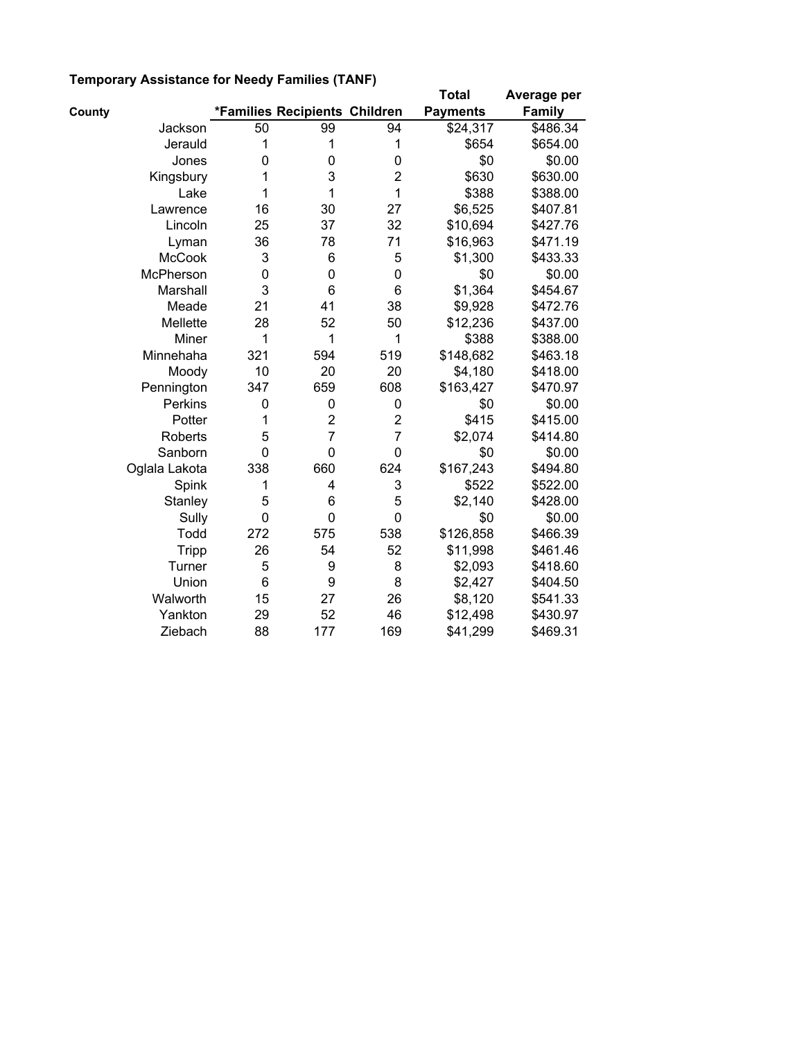**Temporary Assistance for Needy Families (TANF)**

| County | *Families | Recipients | Children | Total Payments | Average per Family |
|---|---|---|---|---|---|
| Jackson | 50 | 99 | 94 | $24,317 | $486.34 |
| Jerauld | 1 | 1 | 1 | $654 | $654.00 |
| Jones | 0 | 0 | 0 | $0 | $0.00 |
| Kingsbury | 1 | 3 | 2 | $630 | $630.00 |
| Lake | 1 | 1 | 1 | $388 | $388.00 |
| Lawrence | 16 | 30 | 27 | $6,525 | $407.81 |
| Lincoln | 25 | 37 | 32 | $10,694 | $427.76 |
| Lyman | 36 | 78 | 71 | $16,963 | $471.19 |
| McCook | 3 | 6 | 5 | $1,300 | $433.33 |
| McPherson | 0 | 0 | 0 | $0 | $0.00 |
| Marshall | 3 | 6 | 6 | $1,364 | $454.67 |
| Meade | 21 | 41 | 38 | $9,928 | $472.76 |
| Mellette | 28 | 52 | 50 | $12,236 | $437.00 |
| Miner | 1 | 1 | 1 | $388 | $388.00 |
| Minnehaha | 321 | 594 | 519 | $148,682 | $463.18 |
| Moody | 10 | 20 | 20 | $4,180 | $418.00 |
| Pennington | 347 | 659 | 608 | $163,427 | $470.97 |
| Perkins | 0 | 0 | 0 | $0 | $0.00 |
| Potter | 1 | 2 | 2 | $415 | $415.00 |
| Roberts | 5 | 7 | 7 | $2,074 | $414.80 |
| Sanborn | 0 | 0 | 0 | $0 | $0.00 |
| Oglala Lakota | 338 | 660 | 624 | $167,243 | $494.80 |
| Spink | 1 | 4 | 3 | $522 | $522.00 |
| Stanley | 5 | 6 | 5 | $2,140 | $428.00 |
| Sully | 0 | 0 | 0 | $0 | $0.00 |
| Todd | 272 | 575 | 538 | $126,858 | $466.39 |
| Tripp | 26 | 54 | 52 | $11,998 | $461.46 |
| Turner | 5 | 9 | 8 | $2,093 | $418.60 |
| Union | 6 | 9 | 8 | $2,427 | $404.50 |
| Walworth | 15 | 27 | 26 | $8,120 | $541.33 |
| Yankton | 29 | 52 | 46 | $12,498 | $430.97 |
| Ziebach | 88 | 177 | 169 | $41,299 | $469.31 |